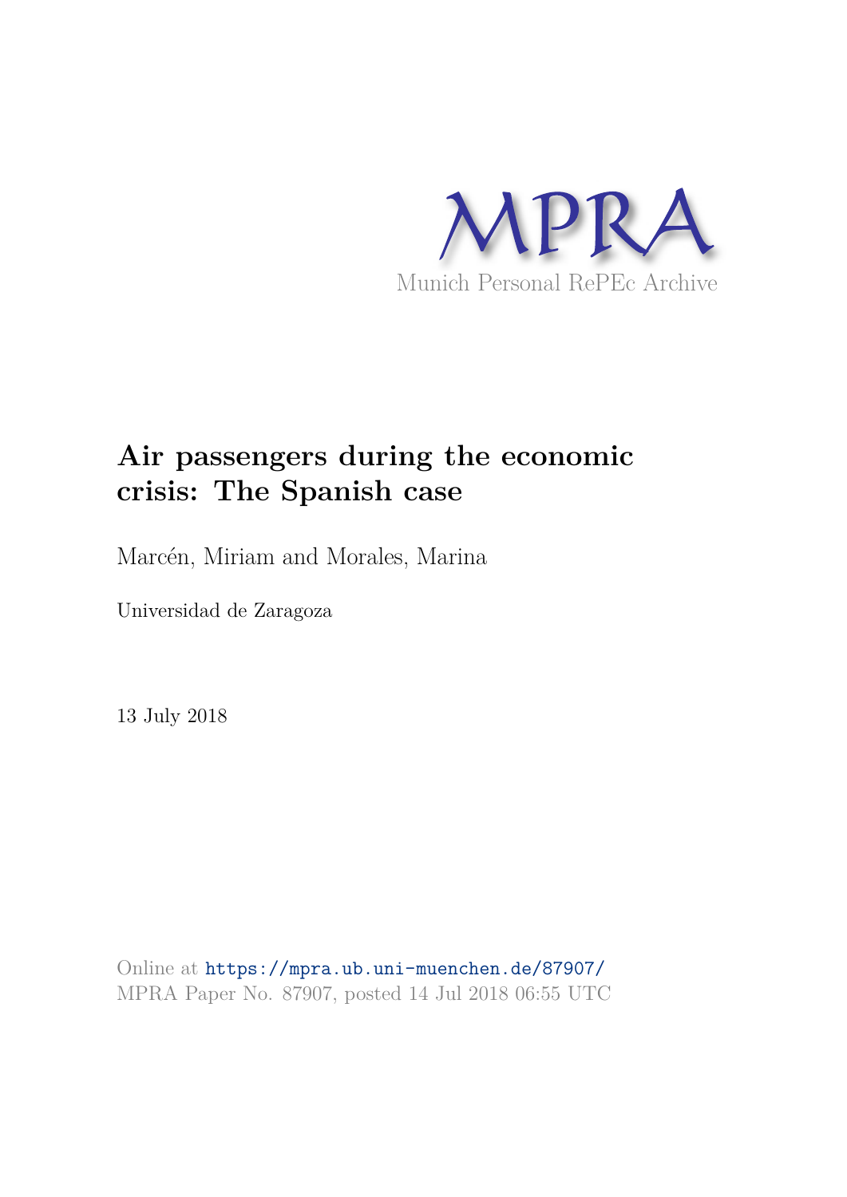MPRA

Munich Personal RePEc Archive

# Air passengers during the economic crisis: The Spanish case

Marcén, Miriam and Morales, Marina

Universidad de Zaragoza

13 July 2018

Online at https://mpra.ub.uni-muenchen.de/87907/
MPRA Paper No. 87907, posted 14 Jul 2018 06:55 UTC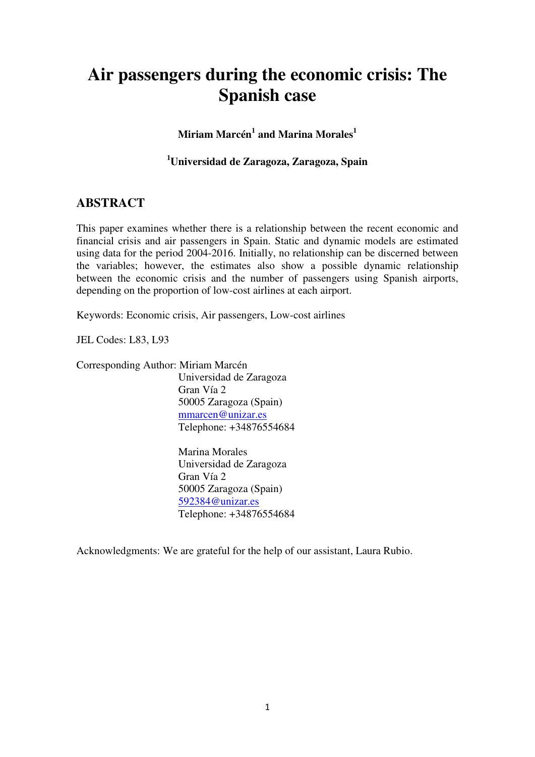# Air passengers during the economic crisis: The Spanish case

**Miriam Marcén[1] and Marina Morales[1]**

**[1]Universidad de Zaragoza, Zaragoza, Spain**

## ABSTRACT

This paper examines whether there is a relationship between the recent economic and financial crisis and air passengers in Spain. Static and dynamic models are estimated using data for the period 2004-2016. Initially, no relationship can be discerned between the variables; however, the estimates also show a possible dynamic relationship between the economic crisis and the number of passengers using Spanish airports, depending on the proportion of low-cost airlines at each airport.

Keywords: Economic crisis, Air passengers, Low-cost airlines

JEL Codes: L83, L93

Corresponding Author: Miriam Marcén
Universidad de Zaragoza
Gran Vía 2
50005 Zaragoza (Spain)
mmarcen@unizar.es
Telephone: +34876554684

Marina Morales
Universidad de Zaragoza
Gran Vía 2
50005 Zaragoza (Spain)
592384@unizar.es
Telephone: +34876554684

Acknowledgments: We are grateful for the help of our assistant, Laura Rubio.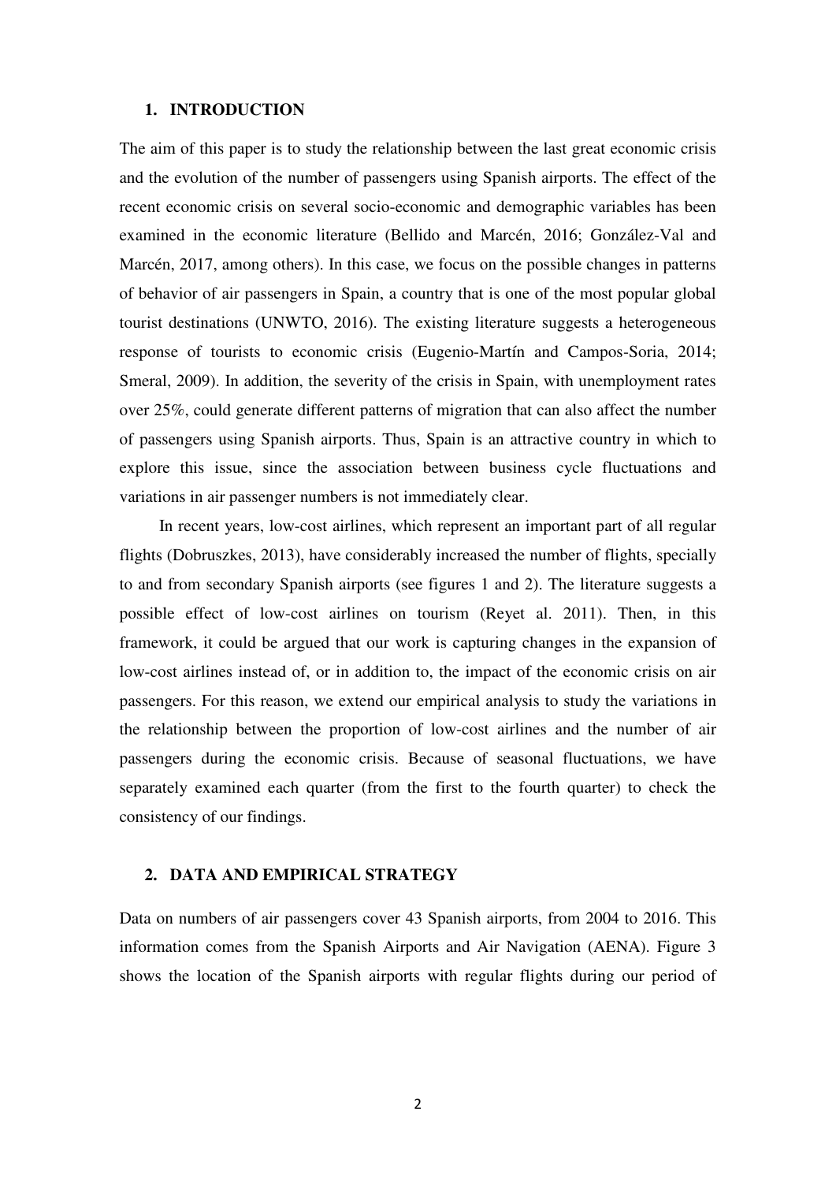## 1. INTRODUCTION

The aim of this paper is to study the relationship between the last great economic crisis and the evolution of the number of passengers using Spanish airports. The effect of the recent economic crisis on several socio-economic and demographic variables has been examined in the economic literature (Bellido and Marcén, 2016; González-Val and Marcén, 2017, among others). In this case, we focus on the possible changes in patterns of behavior of air passengers in Spain, a country that is one of the most popular global tourist destinations (UNWTO, 2016). The existing literature suggests a heterogeneous response of tourists to economic crisis (Eugenio-Martín and Campos-Soria, 2014; Smeral, 2009). In addition, the severity of the crisis in Spain, with unemployment rates over 25%, could generate different patterns of migration that can also affect the number of passengers using Spanish airports. Thus, Spain is an attractive country in which to explore this issue, since the association between business cycle fluctuations and variations in air passenger numbers is not immediately clear.

In recent years, low-cost airlines, which represent an important part of all regular flights (Dobruszkes, 2013), have considerably increased the number of flights, specially to and from secondary Spanish airports (see figures 1 and 2). The literature suggests a possible effect of low-cost airlines on tourism (Reyet al. 2011). Then, in this framework, it could be argued that our work is capturing changes in the expansion of low-cost airlines instead of, or in addition to, the impact of the economic crisis on air passengers. For this reason, we extend our empirical analysis to study the variations in the relationship between the proportion of low-cost airlines and the number of air passengers during the economic crisis. Because of seasonal fluctuations, we have separately examined each quarter (from the first to the fourth quarter) to check the consistency of our findings.

## 2. DATA AND EMPIRICAL STRATEGY

Data on numbers of air passengers cover 43 Spanish airports, from 2004 to 2016. This information comes from the Spanish Airports and Air Navigation (AENA). Figure 3 shows the location of the Spanish airports with regular flights during our period of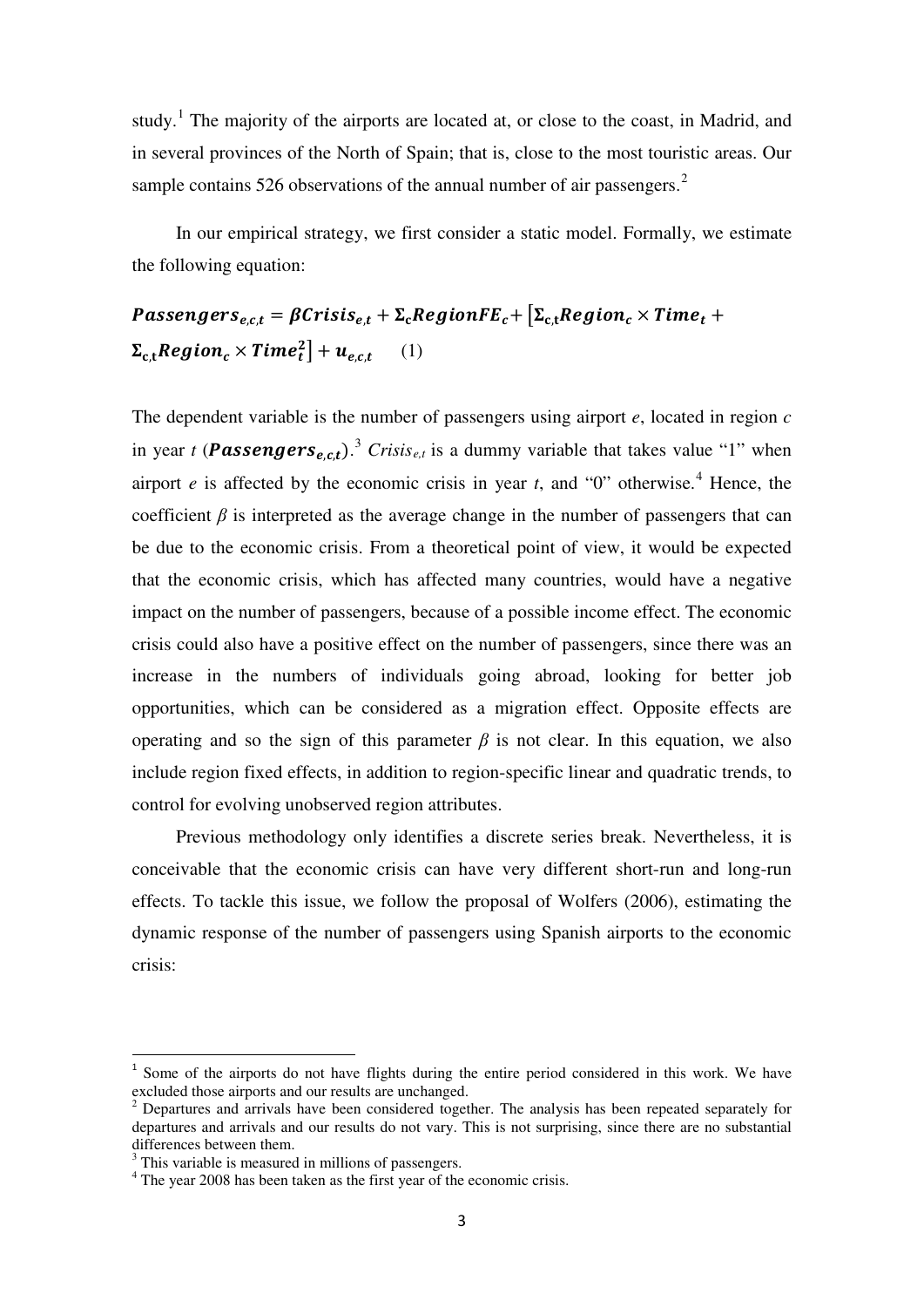study.[1] The majority of the airports are located at, or close to the coast, in Madrid, and in several provinces of the North of Spain; that is, close to the most touristic areas. Our sample contains 526 observations of the annual number of air passengers.[2]

In our empirical strategy, we first consider a static model. Formally, we estimate the following equation:

$$\boldsymbol{Passengers_{e,c,t} = \beta Crisis_{e,t} + \Sigma_c RegionFE_c + \left[\Sigma_{c,t} Region_c \times Time_t + \Sigma_{c,t} Region_c \times Time_t^2\right] + u_{e,c,t}} \quad (1)$$

The dependent variable is the number of passengers using airport *e*, located in region *c* in year *t* ($\boldsymbol{Passengers_{e,c,t}}$).[3] $Crisis_{e,t}$ is a dummy variable that takes value "1" when airport *e* is affected by the economic crisis in year *t*, and "0" otherwise.[4] Hence, the coefficient $\beta$ is interpreted as the average change in the number of passengers that can be due to the economic crisis. From a theoretical point of view, it would be expected that the economic crisis, which has affected many countries, would have a negative impact on the number of passengers, because of a possible income effect. The economic crisis could also have a positive effect on the number of passengers, since there was an increase in the numbers of individuals going abroad, looking for better job opportunities, which can be considered as a migration effect. Opposite effects are operating and so the sign of this parameter $\beta$ is not clear. In this equation, we also include region fixed effects, in addition to region-specific linear and quadratic trends, to control for evolving unobserved region attributes.

Previous methodology only identifies a discrete series break. Nevertheless, it is conceivable that the economic crisis can have very different short-run and long-run effects. To tackle this issue, we follow the proposal of Wolfers (2006), estimating the dynamic response of the number of passengers using Spanish airports to the economic crisis:

---

[1] Some of the airports do not have flights during the entire period considered in this work. We have excluded those airports and our results are unchanged.

[2] Departures and arrivals have been considered together. The analysis has been repeated separately for departures and arrivals and our results do not vary. This is not surprising, since there are no substantial differences between them.

[3] This variable is measured in millions of passengers.

[4] The year 2008 has been taken as the first year of the economic crisis.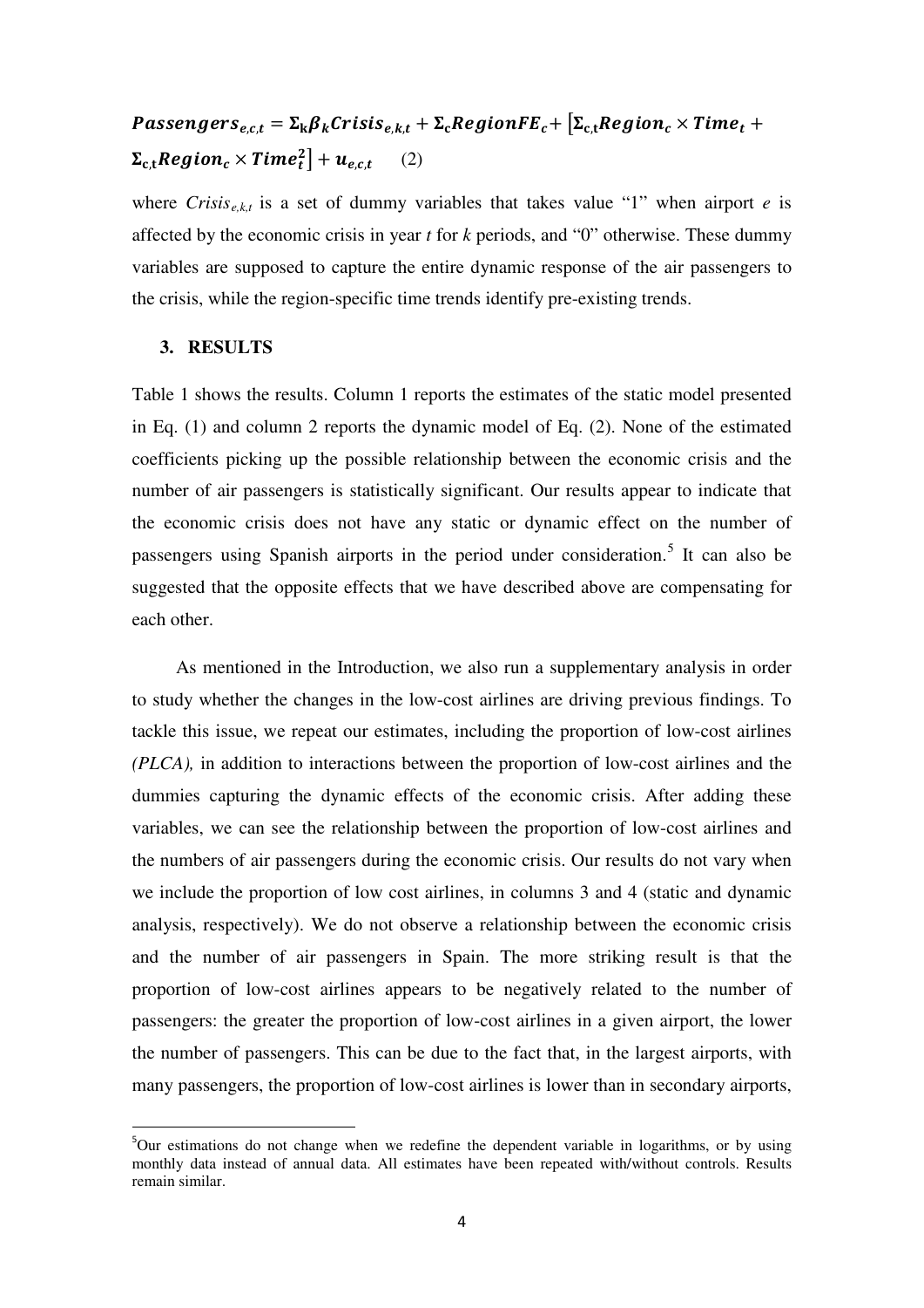$$Passengers_{e,c,t} = \Sigma_k \beta_k Crisis_{e,k,t} + \Sigma_c RegionFE_c + \left[\Sigma_{c,t} Region_c \times Time_t + \Sigma_{c,t} Region_c \times Time_t^2\right] + u_{e,c,t} \qquad (2)$$

where $Crisis_{e,k,t}$ is a set of dummy variables that takes value "1" when airport $e$ is affected by the economic crisis in year $t$ for $k$ periods, and "0" otherwise. These dummy variables are supposed to capture the entire dynamic response of the air passengers to the crisis, while the region-specific time trends identify pre-existing trends.

## 3. RESULTS

Table 1 shows the results. Column 1 reports the estimates of the static model presented in Eq. (1) and column 2 reports the dynamic model of Eq. (2). None of the estimated coefficients picking up the possible relationship between the economic crisis and the number of air passengers is statistically significant. Our results appear to indicate that the economic crisis does not have any static or dynamic effect on the number of passengers using Spanish airports in the period under consideration.[5] It can also be suggested that the opposite effects that we have described above are compensating for each other.

As mentioned in the Introduction, we also run a supplementary analysis in order to study whether the changes in the low-cost airlines are driving previous findings. To tackle this issue, we repeat our estimates, including the proportion of low-cost airlines *(PLCA),* in addition to interactions between the proportion of low-cost airlines and the dummies capturing the dynamic effects of the economic crisis. After adding these variables, we can see the relationship between the proportion of low-cost airlines and the numbers of air passengers during the economic crisis. Our results do not vary when we include the proportion of low cost airlines, in columns 3 and 4 (static and dynamic analysis, respectively). We do not observe a relationship between the economic crisis and the number of air passengers in Spain. The more striking result is that the proportion of low-cost airlines appears to be negatively related to the number of passengers: the greater the proportion of low-cost airlines in a given airport, the lower the number of passengers. This can be due to the fact that, in the largest airports, with many passengers, the proportion of low-cost airlines is lower than in secondary airports,

[5]Our estimations do not change when we redefine the dependent variable in logarithms, or by using monthly data instead of annual data. All estimates have been repeated with/without controls. Results remain similar.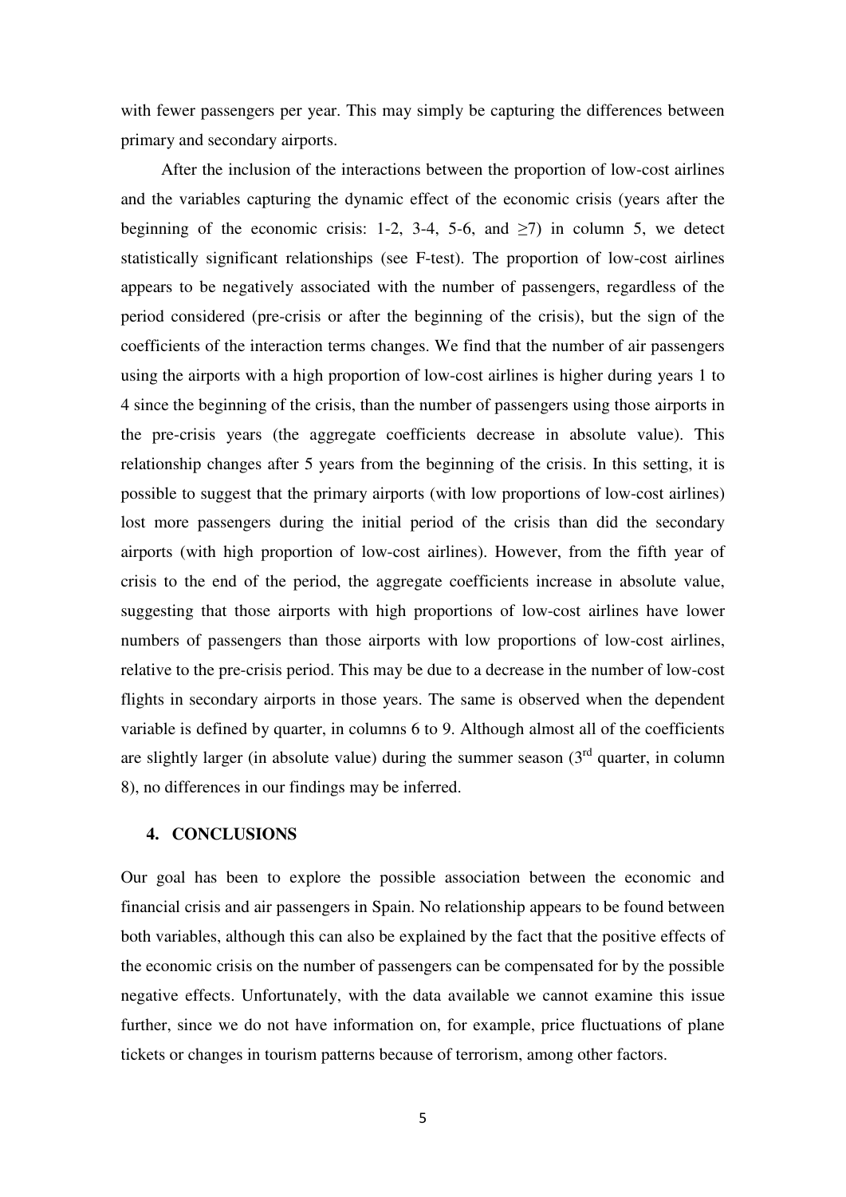with fewer passengers per year. This may simply be capturing the differences between primary and secondary airports.

After the inclusion of the interactions between the proportion of low-cost airlines and the variables capturing the dynamic effect of the economic crisis (years after the beginning of the economic crisis: 1-2, 3-4, 5-6, and ≥7) in column 5, we detect statistically significant relationships (see F-test). The proportion of low-cost airlines appears to be negatively associated with the number of passengers, regardless of the period considered (pre-crisis or after the beginning of the crisis), but the sign of the coefficients of the interaction terms changes. We find that the number of air passengers using the airports with a high proportion of low-cost airlines is higher during years 1 to 4 since the beginning of the crisis, than the number of passengers using those airports in the pre-crisis years (the aggregate coefficients decrease in absolute value). This relationship changes after 5 years from the beginning of the crisis. In this setting, it is possible to suggest that the primary airports (with low proportions of low-cost airlines) lost more passengers during the initial period of the crisis than did the secondary airports (with high proportion of low-cost airlines). However, from the fifth year of crisis to the end of the period, the aggregate coefficients increase in absolute value, suggesting that those airports with high proportions of low-cost airlines have lower numbers of passengers than those airports with low proportions of low-cost airlines, relative to the pre-crisis period. This may be due to a decrease in the number of low-cost flights in secondary airports in those years. The same is observed when the dependent variable is defined by quarter, in columns 6 to 9. Although almost all of the coefficients are slightly larger (in absolute value) during the summer season (3rd quarter, in column 8), no differences in our findings may be inferred.

## 4. CONCLUSIONS

Our goal has been to explore the possible association between the economic and financial crisis and air passengers in Spain. No relationship appears to be found between both variables, although this can also be explained by the fact that the positive effects of the economic crisis on the number of passengers can be compensated for by the possible negative effects. Unfortunately, with the data available we cannot examine this issue further, since we do not have information on, for example, price fluctuations of plane tickets or changes in tourism patterns because of terrorism, among other factors.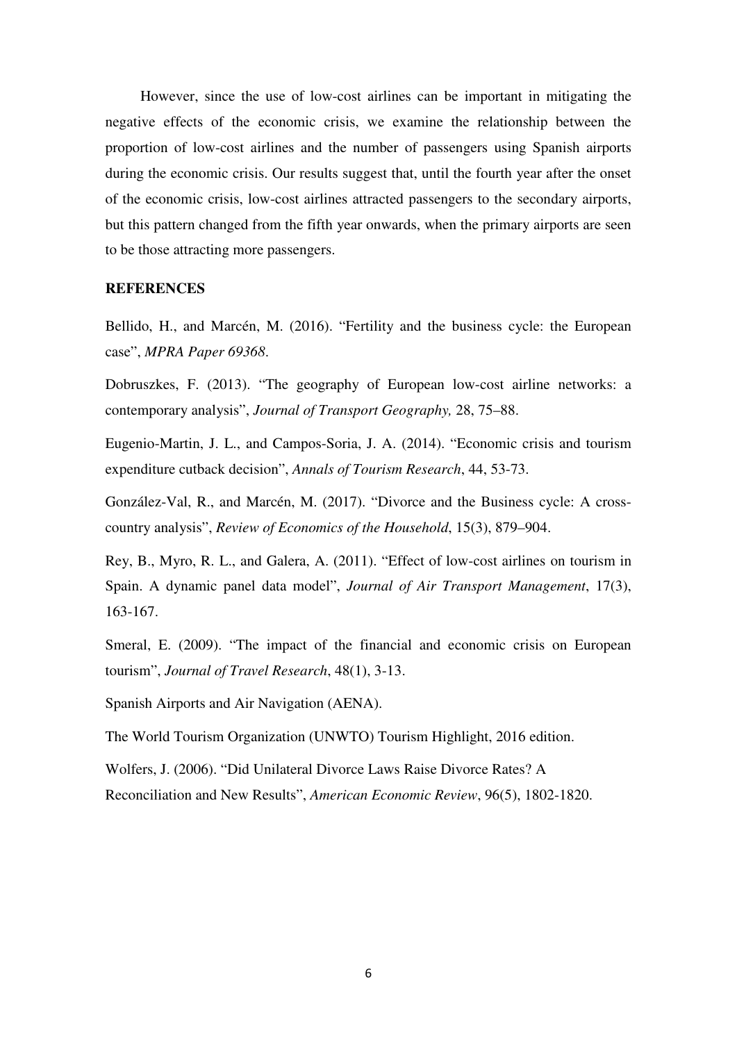However, since the use of low-cost airlines can be important in mitigating the negative effects of the economic crisis, we examine the relationship between the proportion of low-cost airlines and the number of passengers using Spanish airports during the economic crisis. Our results suggest that, until the fourth year after the onset of the economic crisis, low-cost airlines attracted passengers to the secondary airports, but this pattern changed from the fifth year onwards, when the primary airports are seen to be those attracting more passengers.

**REFERENCES**

Bellido, H., and Marcén, M. (2016). "Fertility and the business cycle: the European case", *MPRA Paper 69368*.

Dobruszkes, F. (2013). "The geography of European low-cost airline networks: a contemporary analysis", *Journal of Transport Geography,* 28, 75–88.

Eugenio-Martin, J. L., and Campos-Soria, J. A. (2014). "Economic crisis and tourism expenditure cutback decision", *Annals of Tourism Research*, 44, 53-73.

González-Val, R., and Marcén, M. (2017). "Divorce and the Business cycle: A cross-country analysis", *Review of Economics of the Household*, 15(3), 879–904.

Rey, B., Myro, R. L., and Galera, A. (2011). "Effect of low-cost airlines on tourism in Spain. A dynamic panel data model", *Journal of Air Transport Management*, 17(3), 163-167.

Smeral, E. (2009). "The impact of the financial and economic crisis on European tourism", *Journal of Travel Research*, 48(1), 3-13.

Spanish Airports and Air Navigation (AENA).

The World Tourism Organization (UNWTO) Tourism Highlight, 2016 edition.

Wolfers, J. (2006). "Did Unilateral Divorce Laws Raise Divorce Rates? A Reconciliation and New Results", *American Economic Review*, 96(5), 1802-1820.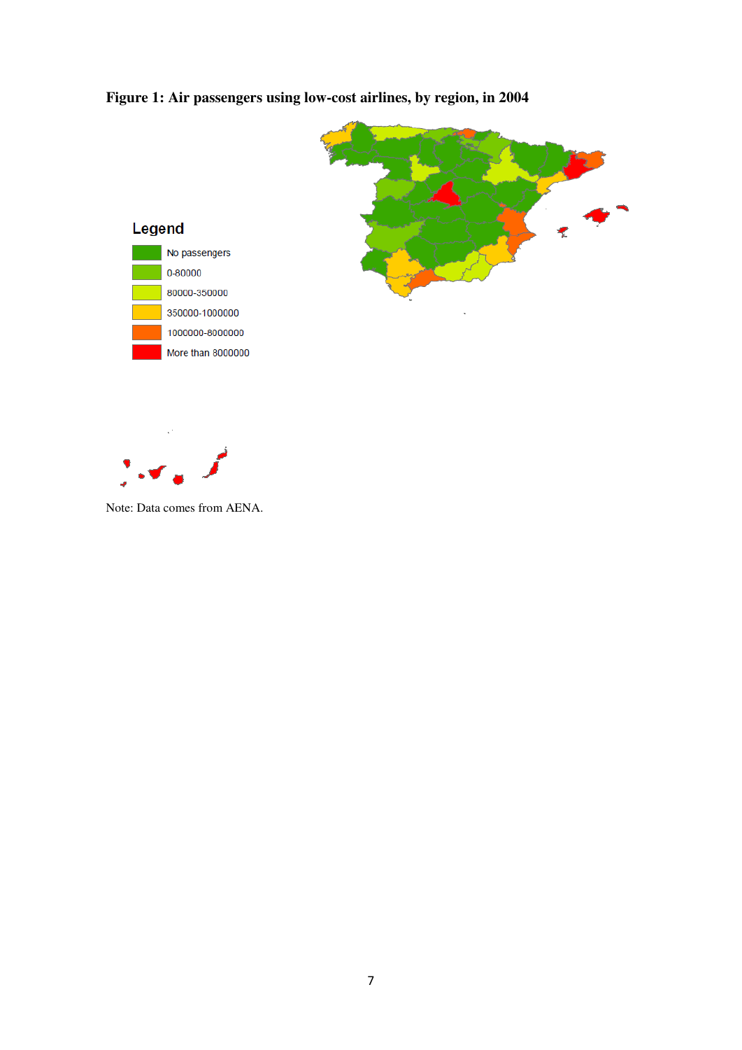**Figure 1: Air passengers using low-cost airlines, by region, in 2004**

Legend

- No passengers
- 0-80000
- 80000-350000
- 350000-1000000
- 1000000-8000000
- More than 8000000

Note: Data comes from AENA.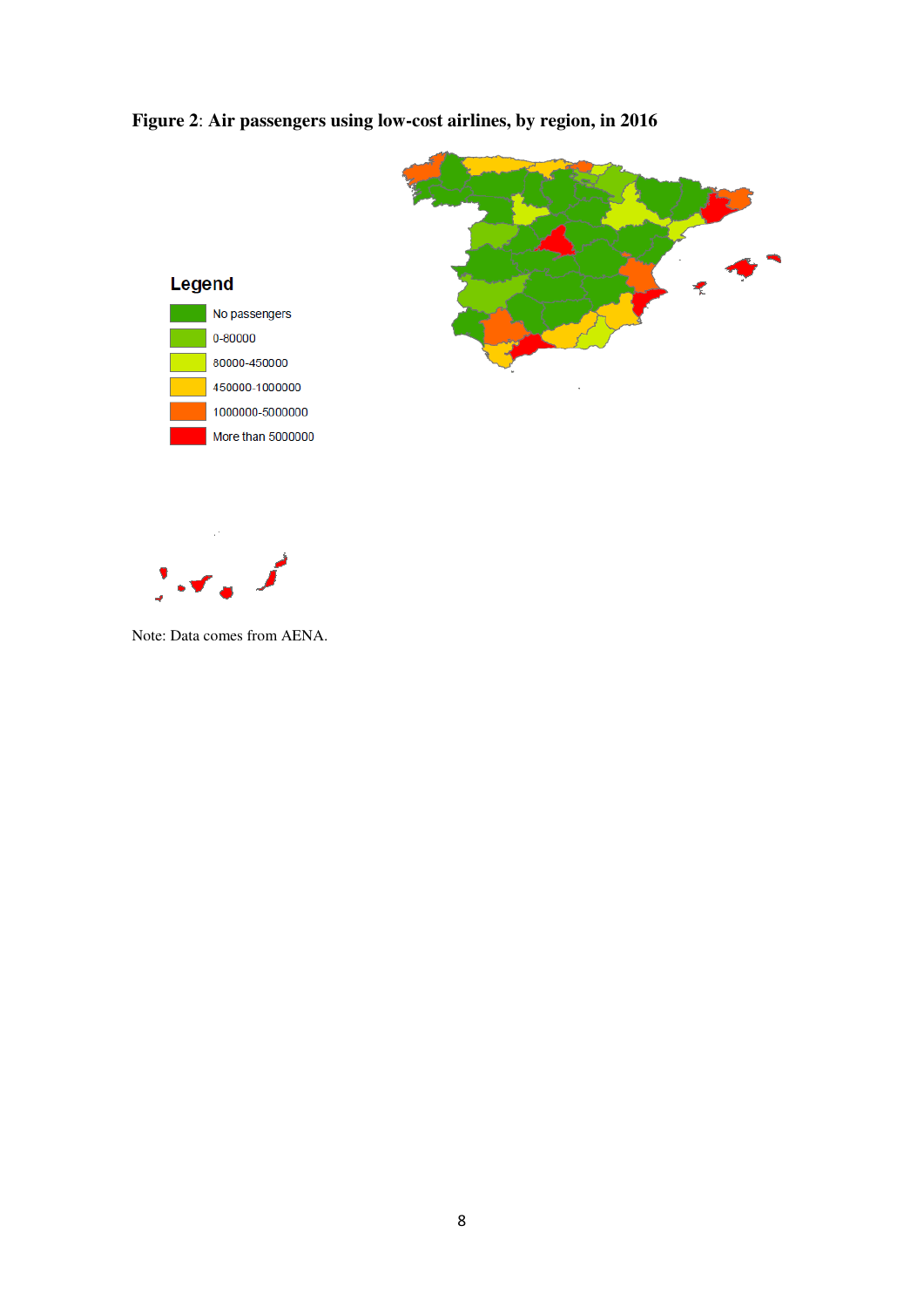**Figure 2**: **Air passengers using low-cost airlines, by region, in 2016**

Legend

- No passengers
- 0-80000
- 80000-450000
- 450000-1000000
- 1000000-5000000
- More than 5000000

Note: Data comes from AENA.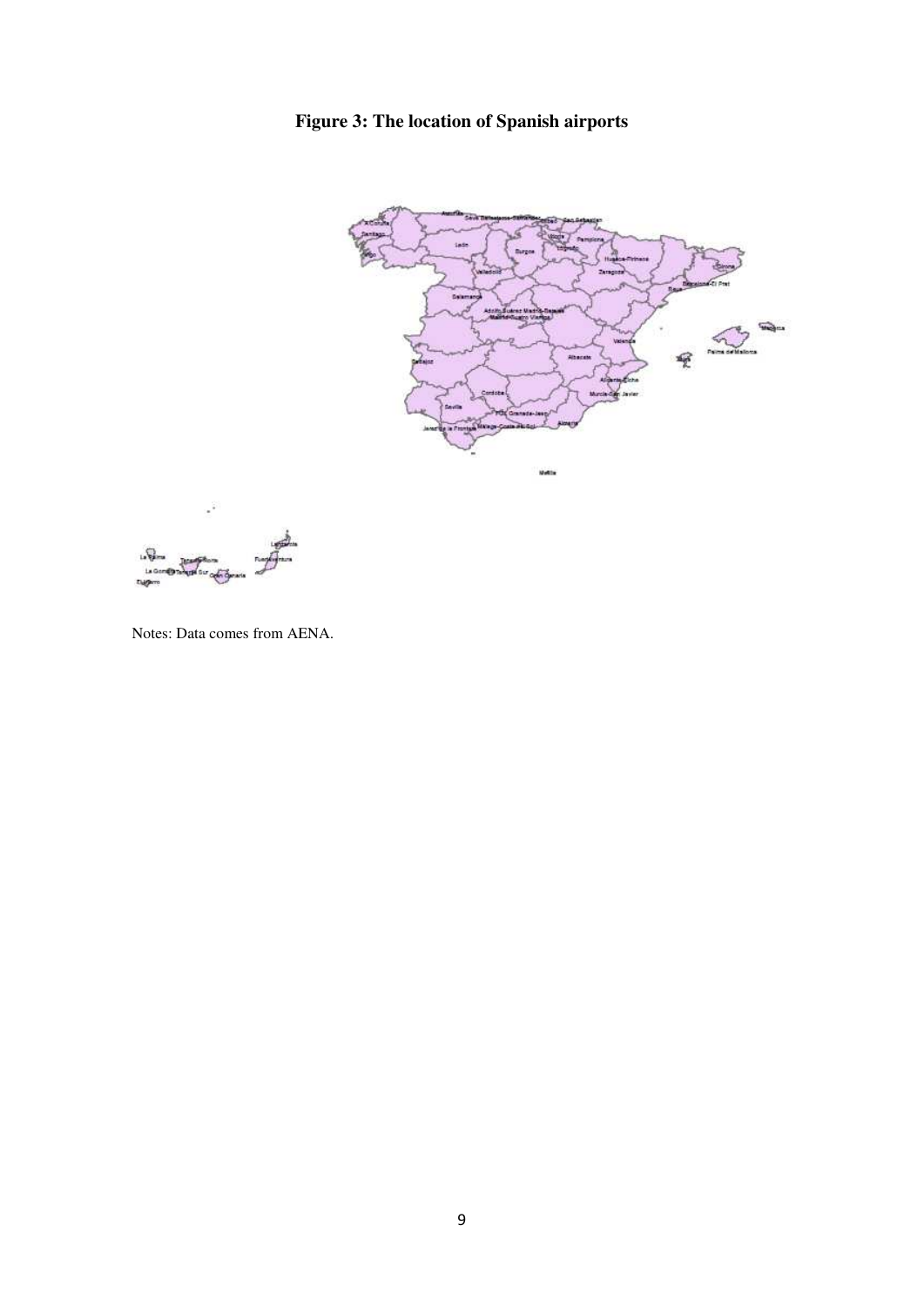**Figure 3: The location of Spanish airports**

Notes: Data comes from AENA.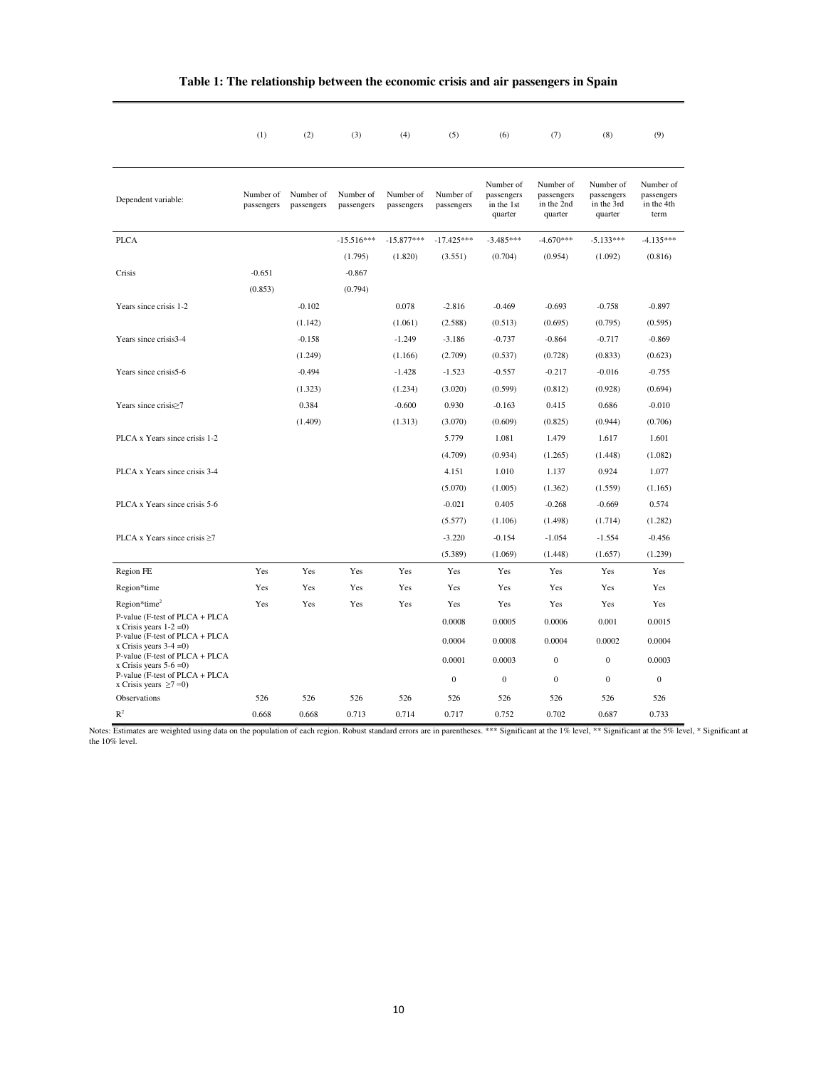**Table 1: The relationship between the economic crisis and air passengers in Spain**

| | (1) | (2) | (3) | (4) | (5) | (6) | (7) | (8) | (9) |
|---|---|---|---|---|---|---|---|---|---|
| Dependent variable: | Number of passengers | Number of passengers | Number of passengers | Number of passengers | Number of passengers | Number of passengers in the 1st quarter | Number of passengers in the 2nd quarter | Number of passengers in the 3rd quarter | Number of passengers in the 4th term |
| PLCA | | | -15.516*** | -15.877*** | -17.425*** | -3.485*** | -4.670*** | -5.133*** | -4.135*** |
| | | | (1.795) | (1.820) | (3.551) | (0.704) | (0.954) | (1.092) | (0.816) |
| Crisis | -0.651 | | -0.867 | | | | | | |
| | (0.853) | | (0.794) | | | | | | |
| Years since crisis 1-2 | | -0.102 | | 0.078 | -2.816 | -0.469 | -0.693 | -0.758 | -0.897 |
| | | (1.142) | | (1.061) | (2.588) | (0.513) | (0.695) | (0.795) | (0.595) |
| Years since crisis3-4 | | -0.158 | | -1.249 | -3.186 | -0.737 | -0.864 | -0.717 | -0.869 |
| | | (1.249) | | (1.166) | (2.709) | (0.537) | (0.728) | (0.833) | (0.623) |
| Years since crisis5-6 | | -0.494 | | -1.428 | -1.523 | -0.557 | -0.217 | -0.016 | -0.755 |
| | | (1.323) | | (1.234) | (3.020) | (0.599) | (0.812) | (0.928) | (0.694) |
| Years since crisis≥7 | | 0.384 | | -0.600 | 0.930 | -0.163 | 0.415 | 0.686 | -0.010 |
| | | (1.409) | | (1.313) | (3.070) | (0.609) | (0.825) | (0.944) | (0.706) |
| PLCA x Years since crisis 1-2 | | | | | 5.779 | 1.081 | 1.479 | 1.617 | 1.601 |
| | | | | | (4.709) | (0.934) | (1.265) | (1.448) | (1.082) |
| PLCA x Years since crisis 3-4 | | | | | 4.151 | 1.010 | 1.137 | 0.924 | 1.077 |
| | | | | | (5.070) | (1.005) | (1.362) | (1.559) | (1.165) |
| PLCA x Years since crisis 5-6 | | | | | -0.021 | 0.405 | -0.268 | -0.669 | 0.574 |
| | | | | | (5.577) | (1.106) | (1.498) | (1.714) | (1.282) |
| PLCA x Years since crisis ≥7 | | | | | -3.220 | -0.154 | -1.054 | -1.554 | -0.456 |
| | | | | | (5.389) | (1.069) | (1.448) | (1.657) | (1.239) |
| Region FE | Yes | Yes | Yes | Yes | Yes | Yes | Yes | Yes | Yes |
| Region*time | Yes | Yes | Yes | Yes | Yes | Yes | Yes | Yes | Yes |
| Region*time$^2$ | Yes | Yes | Yes | Yes | Yes | Yes | Yes | Yes | Yes |
| P-value (F-test of PLCA + PLCA x Crisis years 1-2 =0) | | | | | 0.0008 | 0.0005 | 0.0006 | 0.001 | 0.0015 |
| P-value (F-test of PLCA + PLCA x Crisis years 3-4 =0) | | | | | 0.0004 | 0.0008 | 0.0004 | 0.0002 | 0.0004 |
| P-value (F-test of PLCA + PLCA x Crisis years 5-6 =0) | | | | | 0.0001 | 0.0003 | 0 | 0 | 0.0003 |
| P-value (F-test of PLCA + PLCA x Crisis years ≥7 =0) | | | | | 0 | 0 | 0 | 0 | 0 |
| Observations | 526 | 526 | 526 | 526 | 526 | 526 | 526 | 526 | 526 |
| $R^2$ | 0.668 | 0.668 | 0.713 | 0.714 | 0.717 | 0.752 | 0.702 | 0.687 | 0.733 |

Notes: Estimates are weighted using data on the population of each region. Robust standard errors are in parentheses. *** Significant at the 1% level, ** Significant at the 5% level, * Significant at the 10% level.